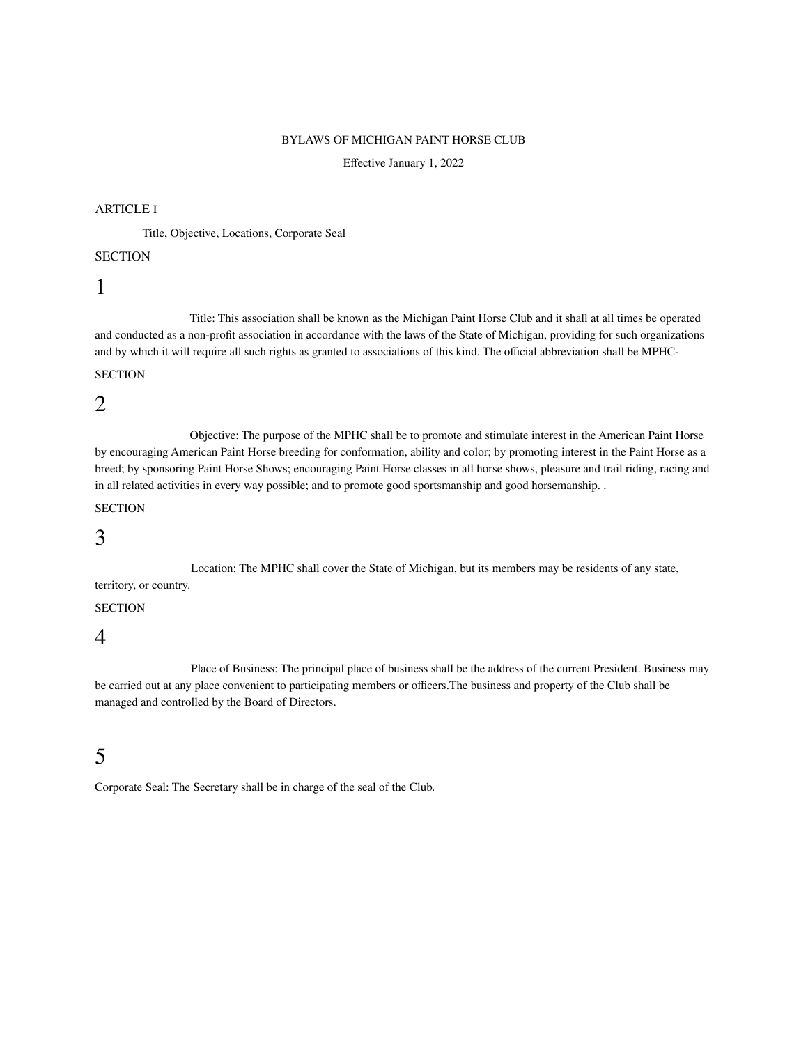# BYLAWS OF MICHIGAN PAINT HORSE CLUB

Effective January 1, 2022

## ARTICLE I

Title, Objective, Locations, Corporate Seal

### SECTION 1

Title: This association shall be known as the Michigan Paint Horse Club and it shall at all times be operated and conducted as a non-profit association in accordance with the laws of the State of Michigan, providing for such organizations and by which it will require all such rights as granted to associations of this kind. The official abbreviation shall be MPHC-

### SECTION 2

Objective: The purpose of the MPHC shall be to promote and stimulate interest in the American Paint Horse by encouraging American Paint Horse breeding for conformation, ability and color; by promoting interest in the Paint Horse as a breed; by sponsoring Paint Horse Shows; encouraging Paint Horse classes in all horse shows, pleasure and trail riding, racing and in all related activities in every way possible; and to promote good sportsmanship and good horsemanship. .

### SECTION 3

Location: The MPHC shall cover the State of Michigan, but its members may be residents of any state, territory, or country.

### SECTION 4

Place of Business: The principal place of business shall be the address of the current President. Business may be carried out at any place convenient to participating members or officers.The business and property of the Club shall be managed and controlled by the Board of Directors.

### 5

Corporate Seal: The Secretary shall be in charge of the seal of the Club.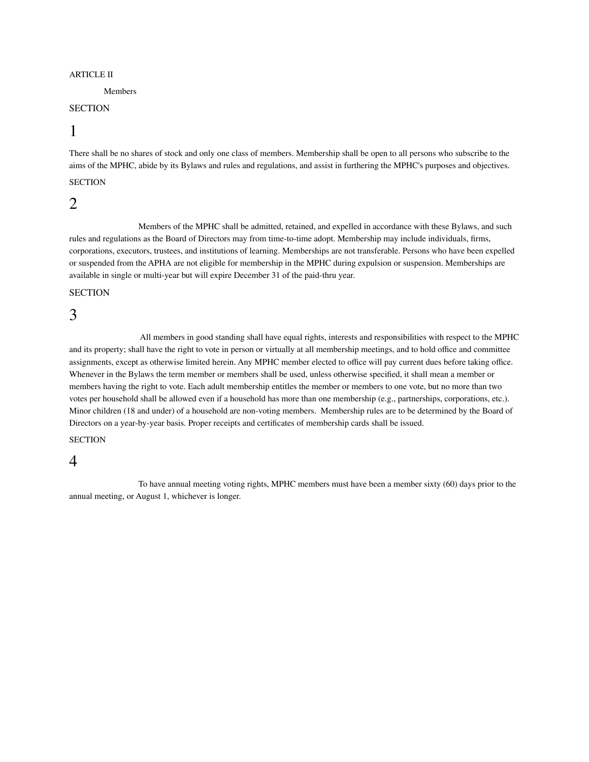## ARTICLE II

### Members

**SECTION 1**

There shall be no shares of stock and only one class of members. Membership shall be open to all persons who subscribe to the aims of the MPHC, abide by its Bylaws and rules and regulations, and assist in furthering the MPHC's purposes and objectives.

**SECTION 2**

Members of the MPHC shall be admitted, retained, and expelled in accordance with these Bylaws, and such rules and regulations as the Board of Directors may from time-to-time adopt. Membership may include individuals, firms, corporations, executors, trustees, and institutions of learning. Memberships are not transferable. Persons who have been expelled or suspended from the APHA are not eligible for membership in the MPHC during expulsion or suspension. Memberships are available in single or multi-year but will expire December 31 of the paid-thru year.

**SECTION 3**

All members in good standing shall have equal rights, interests and responsibilities with respect to the MPHC and its property; shall have the right to vote in person or virtually at all membership meetings, and to hold office and committee assignments, except as otherwise limited herein. Any MPHC member elected to office will pay current dues before taking office. Whenever in the Bylaws the term member or members shall be used, unless otherwise specified, it shall mean a member or members having the right to vote. Each adult membership entitles the member or members to one vote, but no more than two votes per household shall be allowed even if a household has more than one membership (e.g., partnerships, corporations, etc.). Minor children (18 and under) of a household are non-voting members. Membership rules are to be determined by the Board of Directors on a year-by-year basis. Proper receipts and certificates of membership cards shall be issued.

**SECTION 4**

To have annual meeting voting rights, MPHC members must have been a member sixty (60) days prior to the annual meeting, or August 1, whichever is longer.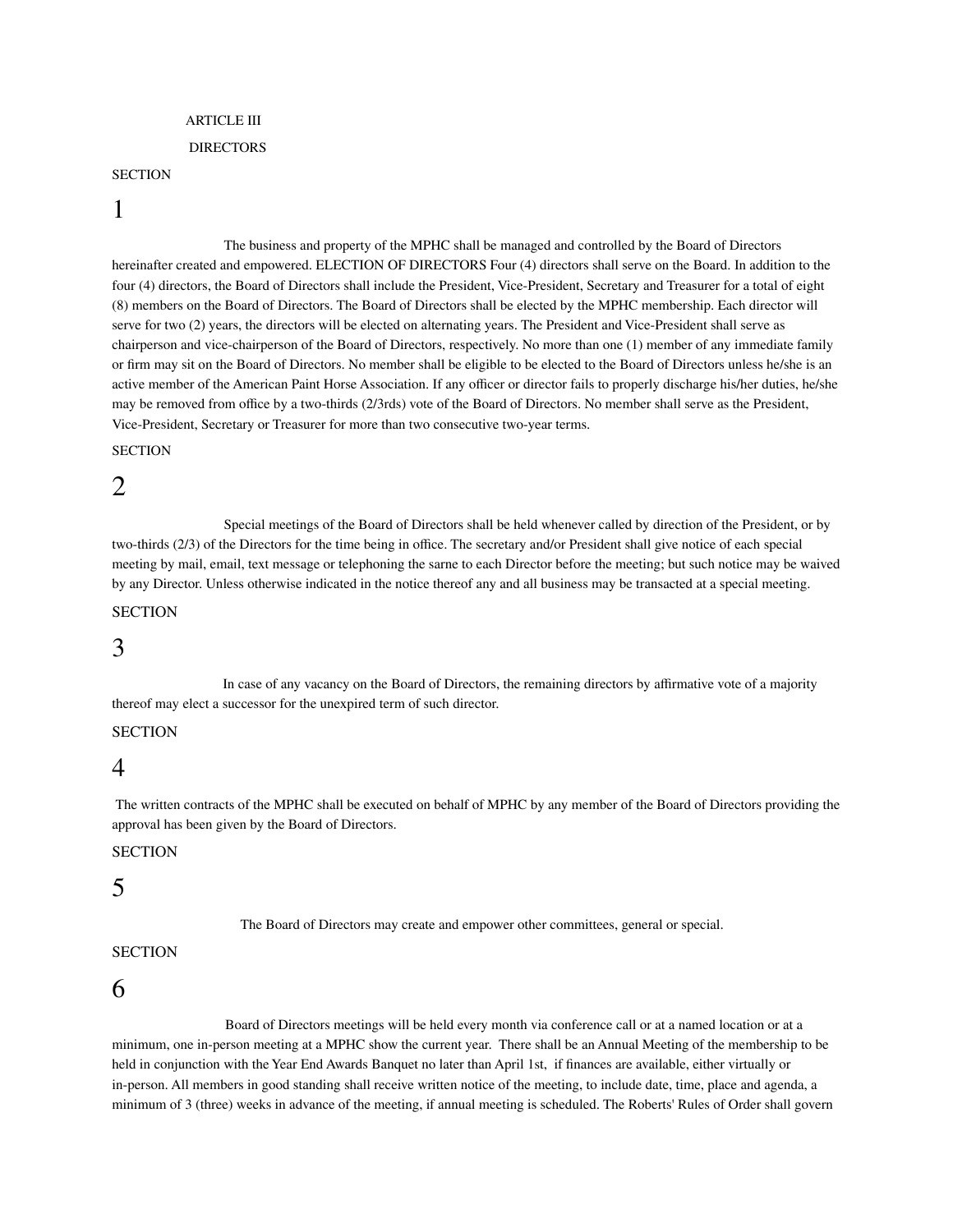ARTICLE III

DIRECTORS

SECTION

1

The business and property of the MPHC shall be managed and controlled by the Board of Directors hereinafter created and empowered. ELECTION OF DIRECTORS Four (4) directors shall serve on the Board. In addition to the four (4) directors, the Board of Directors shall include the President, Vice-President, Secretary and Treasurer for a total of eight (8) members on the Board of Directors. The Board of Directors shall be elected by the MPHC membership. Each director will serve for two (2) years, the directors will be elected on alternating years. The President and Vice-President shall serve as chairperson and vice-chairperson of the Board of Directors, respectively. No more than one (1) member of any immediate family or firm may sit on the Board of Directors. No member shall be eligible to be elected to the Board of Directors unless he/she is an active member of the American Paint Horse Association. If any officer or director fails to properly discharge his/her duties, he/she may be removed from office by a two-thirds (2/3rds) vote of the Board of Directors. No member shall serve as the President, Vice-President, Secretary or Treasurer for more than two consecutive two-year terms.

SECTION

2

Special meetings of the Board of Directors shall be held whenever called by direction of the President, or by two-thirds (2/3) of the Directors for the time being in office. The secretary and/or President shall give notice of each special meeting by mail, email, text message or telephoning the sarne to each Director before the meeting; but such notice may be waived by any Director. Unless otherwise indicated in the notice thereof any and all business may be transacted at a special meeting.

SECTION

3

In case of any vacancy on the Board of Directors, the remaining directors by affirmative vote of a majority thereof may elect a successor for the unexpired term of such director.

SECTION

4

The written contracts of the MPHC shall be executed on behalf of MPHC by any member of the Board of Directors providing the approval has been given by the Board of Directors.

SECTION

5

The Board of Directors may create and empower other committees, general or special.

SECTION

6

Board of Directors meetings will be held every month via conference call or at a named location or at a minimum, one in-person meeting at a MPHC show the current year. There shall be an Annual Meeting of the membership to be held in conjunction with the Year End Awards Banquet no later than April 1st, if finances are available, either virtually or in-person. All members in good standing shall receive written notice of the meeting, to include date, time, place and agenda, a minimum of 3 (three) weeks in advance of the meeting, if annual meeting is scheduled. The Roberts' Rules of Order shall govern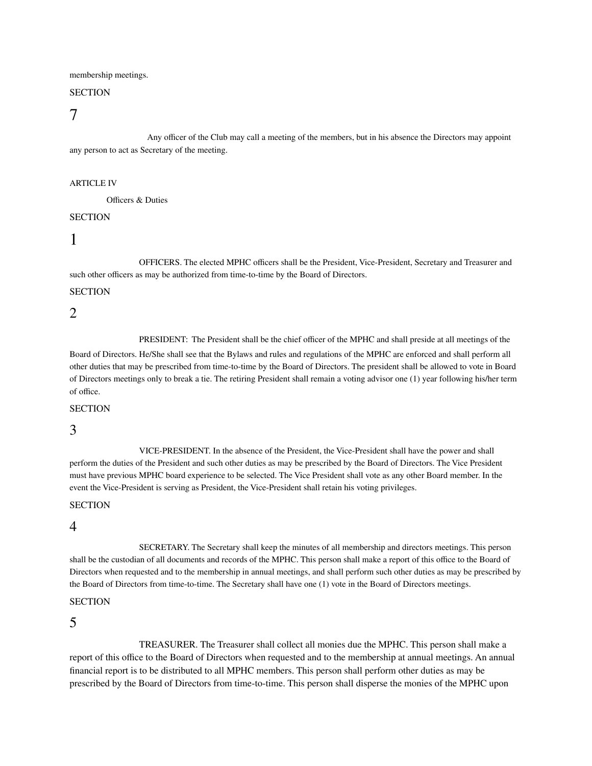membership meetings.

SECTION 7

Any officer of the Club may call a meeting of the members, but in his absence the Directors may appoint any person to act as Secretary of the meeting.

## ARTICLE IV

### Officers & Duties

SECTION 1

OFFICERS. The elected MPHC officers shall be the President, Vice-President, Secretary and Treasurer and such other officers as may be authorized from time-to-time by the Board of Directors.

SECTION 2

PRESIDENT: The President shall be the chief officer of the MPHC and shall preside at all meetings of the Board of Directors. He/She shall see that the Bylaws and rules and regulations of the MPHC are enforced and shall perform all other duties that may be prescribed from time-to-time by the Board of Directors. The president shall be allowed to vote in Board of Directors meetings only to break a tie. The retiring President shall remain a voting advisor one (1) year following his/her term of office.

SECTION 3

VICE-PRESIDENT. In the absence of the President, the Vice-President shall have the power and shall perform the duties of the President and such other duties as may be prescribed by the Board of Directors. The Vice President must have previous MPHC board experience to be selected. The Vice President shall vote as any other Board member. In the event the Vice-President is serving as President, the Vice-President shall retain his voting privileges.

SECTION 4

SECRETARY. The Secretary shall keep the minutes of all membership and directors meetings. This person shall be the custodian of all documents and records of the MPHC. This person shall make a report of this office to the Board of Directors when requested and to the membership in annual meetings, and shall perform such other duties as may be prescribed by the Board of Directors from time-to-time. The Secretary shall have one (1) vote in the Board of Directors meetings.

SECTION 5

TREASURER. The Treasurer shall collect all monies due the MPHC. This person shall make a report of this office to the Board of Directors when requested and to the membership at annual meetings. An annual financial report is to be distributed to all MPHC members. This person shall perform other duties as may be prescribed by the Board of Directors from time-to-time. This person shall disperse the monies of the MPHC upon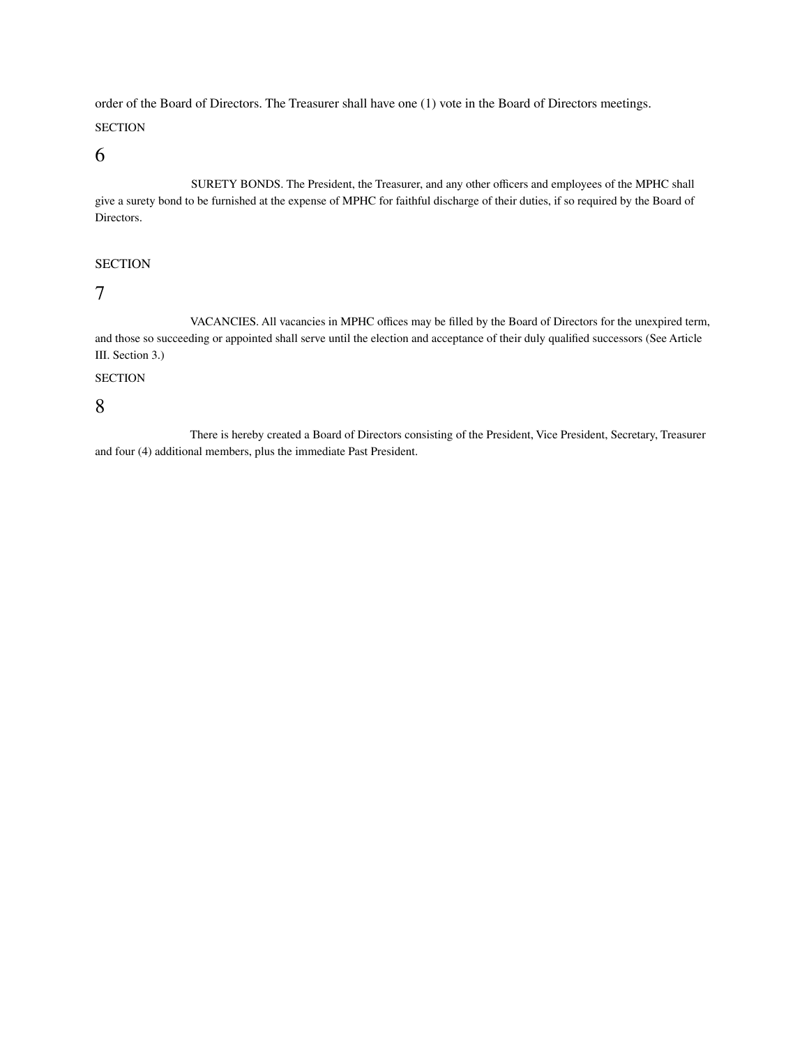order of the Board of Directors. The Treasurer shall have one (1) vote in the Board of Directors meetings.

SECTION

6

SURETY BONDS. The President, the Treasurer, and any other officers and employees of the MPHC shall give a surety bond to be furnished at the expense of MPHC for faithful discharge of their duties, if so required by the Board of Directors.

SECTION

7

VACANCIES. All vacancies in MPHC offices may be filled by the Board of Directors for the unexpired term, and those so succeeding or appointed shall serve until the election and acceptance of their duly qualified successors (See Article III. Section 3.)

SECTION

8

There is hereby created a Board of Directors consisting of the President, Vice President, Secretary, Treasurer and four (4) additional members, plus the immediate Past President.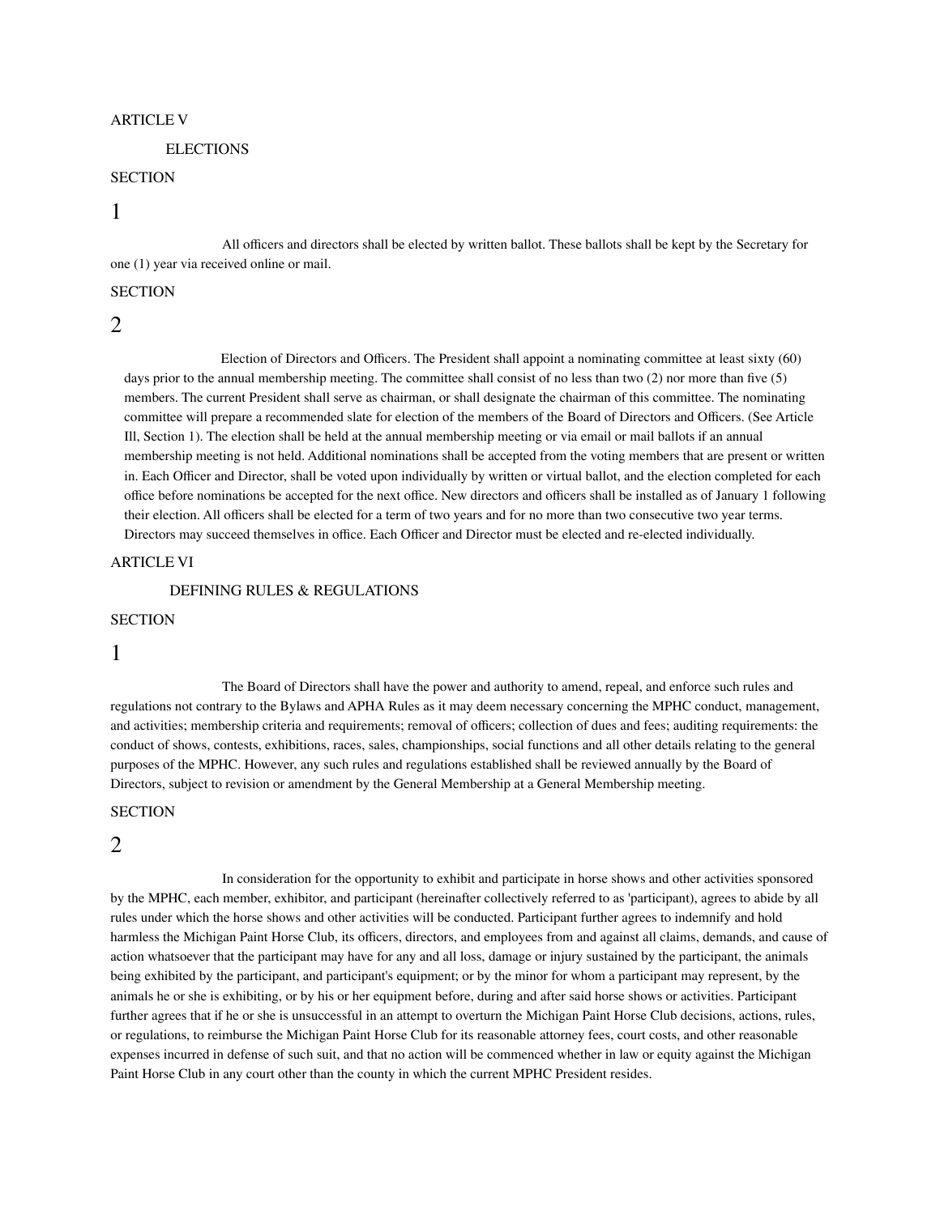## ARTICLE V

### ELECTIONS

**SECTION 1**

All officers and directors shall be elected by written ballot. These ballots shall be kept by the Secretary for one (1) year via received online or mail.

**SECTION 2**

Election of Directors and Officers. The President shall appoint a nominating committee at least sixty (60) days prior to the annual membership meeting. The committee shall consist of no less than two (2) nor more than five (5) members. The current President shall serve as chairman, or shall designate the chairman of this committee. The nominating committee will prepare a recommended slate for election of the members of the Board of Directors and Officers. (See Article Ill, Section 1). The election shall be held at the annual membership meeting or via email or mail ballots if an annual membership meeting is not held. Additional nominations shall be accepted from the voting members that are present or written in. Each Officer and Director, shall be voted upon individually by written or virtual ballot, and the election completed for each office before nominations be accepted for the next office. New directors and officers shall be installed as of January 1 following their election. All officers shall be elected for a term of two years and for no more than two consecutive two year terms. Directors may succeed themselves in office. Each Officer and Director must be elected and re-elected individually.

## ARTICLE VI

### DEFINING RULES & REGULATIONS

**SECTION 1**

The Board of Directors shall have the power and authority to amend, repeal, and enforce such rules and regulations not contrary to the Bylaws and APHA Rules as it may deem necessary concerning the MPHC conduct, management, and activities; membership criteria and requirements; removal of officers; collection of dues and fees; auditing requirements: the conduct of shows, contests, exhibitions, races, sales, championships, social functions and all other details relating to the general purposes of the MPHC. However, any such rules and regulations established shall be reviewed annually by the Board of Directors, subject to revision or amendment by the General Membership at a General Membership meeting.

**SECTION 2**

In consideration for the opportunity to exhibit and participate in horse shows and other activities sponsored by the MPHC, each member, exhibitor, and participant (hereinafter collectively referred to as 'participant), agrees to abide by all rules under which the horse shows and other activities will be conducted. Participant further agrees to indemnify and hold harmless the Michigan Paint Horse Club, its officers, directors, and employees from and against all claims, demands, and cause of action whatsoever that the participant may have for any and all loss, damage or injury sustained by the participant, the animals being exhibited by the participant, and participant's equipment; or by the minor for whom a participant may represent, by the animals he or she is exhibiting, or by his or her equipment before, during and after said horse shows or activities. Participant further agrees that if he or she is unsuccessful in an attempt to overturn the Michigan Paint Horse Club decisions, actions, rules, or regulations, to reimburse the Michigan Paint Horse Club for its reasonable attorney fees, court costs, and other reasonable expenses incurred in defense of such suit, and that no action will be commenced whether in law or equity against the Michigan Paint Horse Club in any court other than the county in which the current MPHC President resides.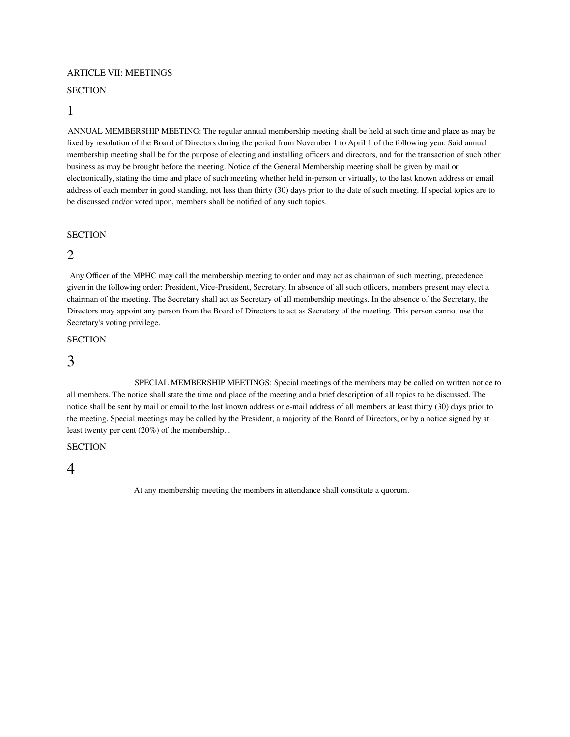## ARTICLE VII: MEETINGS

### SECTION 1

ANNUAL MEMBERSHIP MEETING: The regular annual membership meeting shall be held at such time and place as may be fixed by resolution of the Board of Directors during the period from November 1 to April 1 of the following year. Said annual membership meeting shall be for the purpose of electing and installing officers and directors, and for the transaction of such other business as may be brought before the meeting. Notice of the General Membership meeting shall be given by mail or electronically, stating the time and place of such meeting whether held in-person or virtually, to the last known address or email address of each member in good standing, not less than thirty (30) days prior to the date of such meeting. If special topics are to be discussed and/or voted upon, members shall be notified of any such topics.

### SECTION 2

Any Officer of the MPHC may call the membership meeting to order and may act as chairman of such meeting, precedence given in the following order: President, Vice-President, Secretary. In absence of all such officers, members present may elect a chairman of the meeting. The Secretary shall act as Secretary of all membership meetings. In the absence of the Secretary, the Directors may appoint any person from the Board of Directors to act as Secretary of the meeting. This person cannot use the Secretary's voting privilege.

### SECTION 3

SPECIAL MEMBERSHIP MEETINGS: Special meetings of the members may be called on written notice to all members. The notice shall state the time and place of the meeting and a brief description of all topics to be discussed. The notice shall be sent by mail or email to the last known address or e-mail address of all members at least thirty (30) days prior to the meeting. Special meetings may be called by the President, a majority of the Board of Directors, or by a notice signed by at least twenty per cent (20%) of the membership. .

### SECTION 4

At any membership meeting the members in attendance shall constitute a quorum.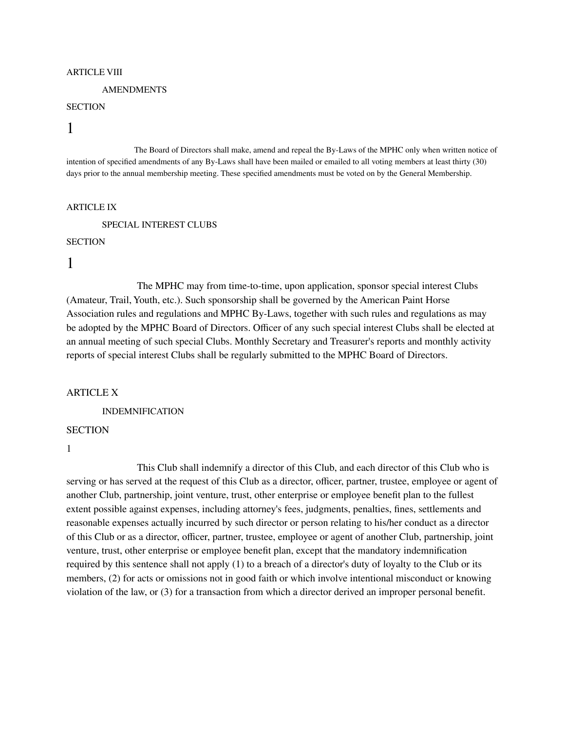ARTICLE VIII

AMENDMENTS

SECTION

1

The Board of Directors shall make, amend and repeal the By-Laws of the MPHC only when written notice of intention of specified amendments of any By-Laws shall have been mailed or emailed to all voting members at least thirty (30) days prior to the annual membership meeting. These specified amendments must be voted on by the General Membership.

ARTICLE IX

SPECIAL INTEREST CLUBS

SECTION

1

The MPHC may from time-to-time, upon application, sponsor special interest Clubs (Amateur, Trail, Youth, etc.). Such sponsorship shall be governed by the American Paint Horse Association rules and regulations and MPHC By-Laws, together with such rules and regulations as may be adopted by the MPHC Board of Directors. Officer of any such special interest Clubs shall be elected at an annual meeting of such special Clubs. Monthly Secretary and Treasurer's reports and monthly activity reports of special interest Clubs shall be regularly submitted to the MPHC Board of Directors.

ARTICLE X

INDEMNIFICATION

SECTION

1

This Club shall indemnify a director of this Club, and each director of this Club who is serving or has served at the request of this Club as a director, officer, partner, trustee, employee or agent of another Club, partnership, joint venture, trust, other enterprise or employee benefit plan to the fullest extent possible against expenses, including attorney's fees, judgments, penalties, fines, settlements and reasonable expenses actually incurred by such director or person relating to his/her conduct as a director of this Club or as a director, officer, partner, trustee, employee or agent of another Club, partnership, joint venture, trust, other enterprise or employee benefit plan, except that the mandatory indemnification required by this sentence shall not apply (1) to a breach of a director's duty of loyalty to the Club or its members, (2) for acts or omissions not in good faith or which involve intentional misconduct or knowing violation of the law, or (3) for a transaction from which a director derived an improper personal benefit.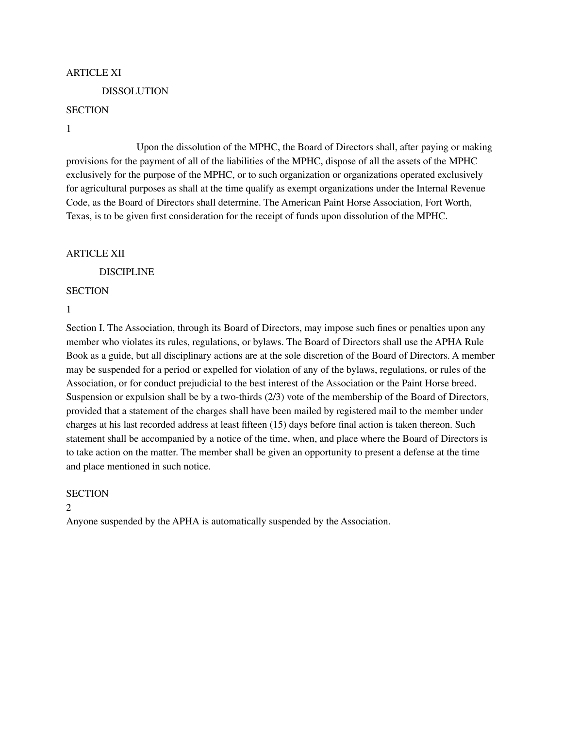ARTICLE XI

DISSOLUTION

SECTION

1

Upon the dissolution of the MPHC, the Board of Directors shall, after paying or making provisions for the payment of all of the liabilities of the MPHC, dispose of all the assets of the MPHC exclusively for the purpose of the MPHC, or to such organization or organizations operated exclusively for agricultural purposes as shall at the time qualify as exempt organizations under the Internal Revenue Code, as the Board of Directors shall determine. The American Paint Horse Association, Fort Worth, Texas, is to be given first consideration for the receipt of funds upon dissolution of the MPHC.

ARTICLE XII

DISCIPLINE

SECTION

1

Section I. The Association, through its Board of Directors, may impose such fines or penalties upon any member who violates its rules, regulations, or bylaws. The Board of Directors shall use the APHA Rule Book as a guide, but all disciplinary actions are at the sole discretion of the Board of Directors. A member may be suspended for a period or expelled for violation of any of the bylaws, regulations, or rules of the Association, or for conduct prejudicial to the best interest of the Association or the Paint Horse breed. Suspension or expulsion shall be by a two-thirds (2/3) vote of the membership of the Board of Directors, provided that a statement of the charges shall have been mailed by registered mail to the member under charges at his last recorded address at least fifteen (15) days before final action is taken thereon. Such statement shall be accompanied by a notice of the time, when, and place where the Board of Directors is to take action on the matter. The member shall be given an opportunity to present a defense at the time and place mentioned in such notice.

SECTION

2

Anyone suspended by the APHA is automatically suspended by the Association.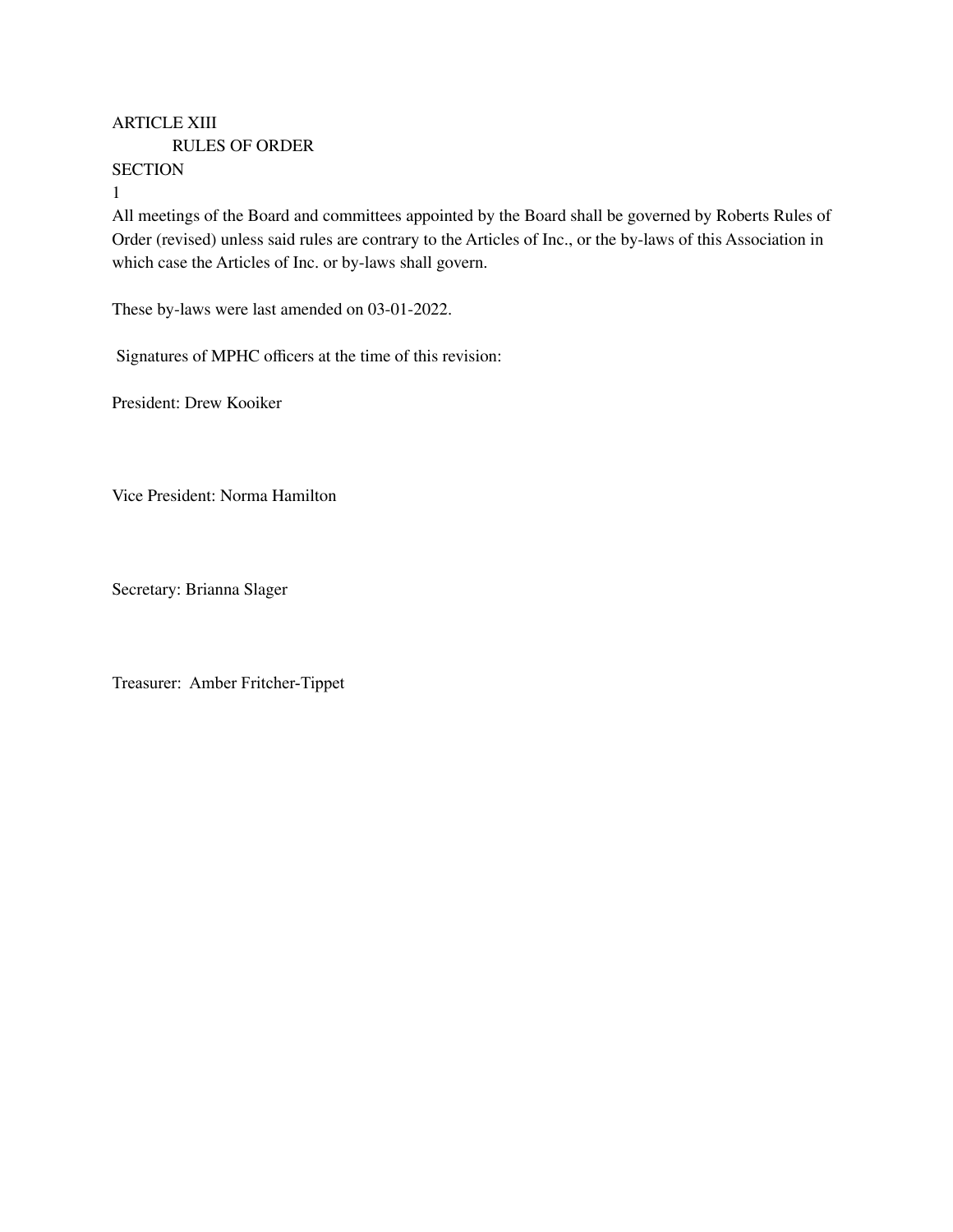ARTICLE XIII

RULES OF ORDER

SECTION

1

All meetings of the Board and committees appointed by the Board shall be governed by Roberts Rules of Order (revised) unless said rules are contrary to the Articles of Inc., or the by-laws of this Association in which case the Articles of Inc. or by-laws shall govern.

These by-laws were last amended on 03-01-2022.

Signatures of MPHC officers at the time of this revision:

President: Drew Kooiker

Vice President: Norma Hamilton

Secretary: Brianna Slager

Treasurer: Amber Fritcher-Tippet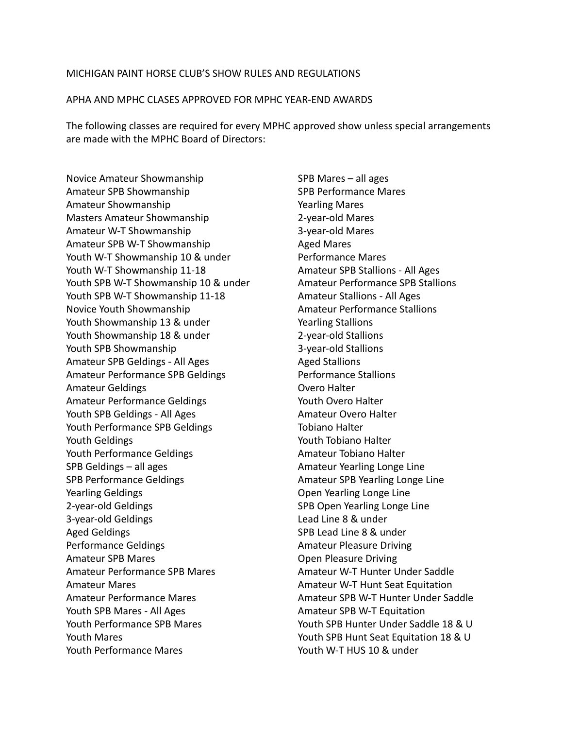MICHIGAN PAINT HORSE CLUB'S SHOW RULES AND REGULATIONS

APHA AND MPHC CLASES APPROVED FOR MPHC YEAR-END AWARDS

The following classes are required for every MPHC approved show unless special arrangements are made with the MPHC Board of Directors:

Novice Amateur Showmanship
Amateur SPB Showmanship
Amateur Showmanship
Masters Amateur Showmanship
Amateur W-T Showmanship
Amateur SPB W-T Showmanship
Youth W-T Showmanship 10 & under
Youth W-T Showmanship 11-18
Youth SPB W-T Showmanship 10 & under
Youth SPB W-T Showmanship 11-18
Novice Youth Showmanship
Youth Showmanship 13 & under
Youth Showmanship 18 & under
Youth SPB Showmanship
Amateur SPB Geldings - All Ages
Amateur Performance SPB Geldings
Amateur Geldings
Amateur Performance Geldings
Youth SPB Geldings - All Ages
Youth Performance SPB Geldings
Youth Geldings
Youth Performance Geldings
SPB Geldings – all ages
SPB Performance Geldings
Yearling Geldings
2-year-old Geldings
3-year-old Geldings
Aged Geldings
Performance Geldings
Amateur SPB Mares
Amateur Performance SPB Mares
Amateur Mares
Amateur Performance Mares
Youth SPB Mares - All Ages
Youth Performance SPB Mares
Youth Mares
Youth Performance Mares
SPB Mares – all ages
SPB Performance Mares
Yearling Mares
2-year-old Mares
3-year-old Mares
Aged Mares
Performance Mares
Amateur SPB Stallions - All Ages
Amateur Performance SPB Stallions
Amateur Stallions - All Ages
Amateur Performance Stallions
Yearling Stallions
2-year-old Stallions
3-year-old Stallions
Aged Stallions
Performance Stallions
Overo Halter
Youth Overo Halter
Amateur Overo Halter
Tobiano Halter
Youth Tobiano Halter
Amateur Tobiano Halter
Amateur Yearling Longe Line
Amateur SPB Yearling Longe Line
Open Yearling Longe Line
SPB Open Yearling Longe Line
Lead Line 8 & under
SPB Lead Line 8 & under
Amateur Pleasure Driving
Open Pleasure Driving
Amateur W-T Hunter Under Saddle
Amateur W-T Hunt Seat Equitation
Amateur SPB W-T Hunter Under Saddle
Amateur SPB W-T Equitation
Youth SPB Hunter Under Saddle 18 & U
Youth SPB Hunt Seat Equitation 18 & U
Youth W-T HUS 10 & under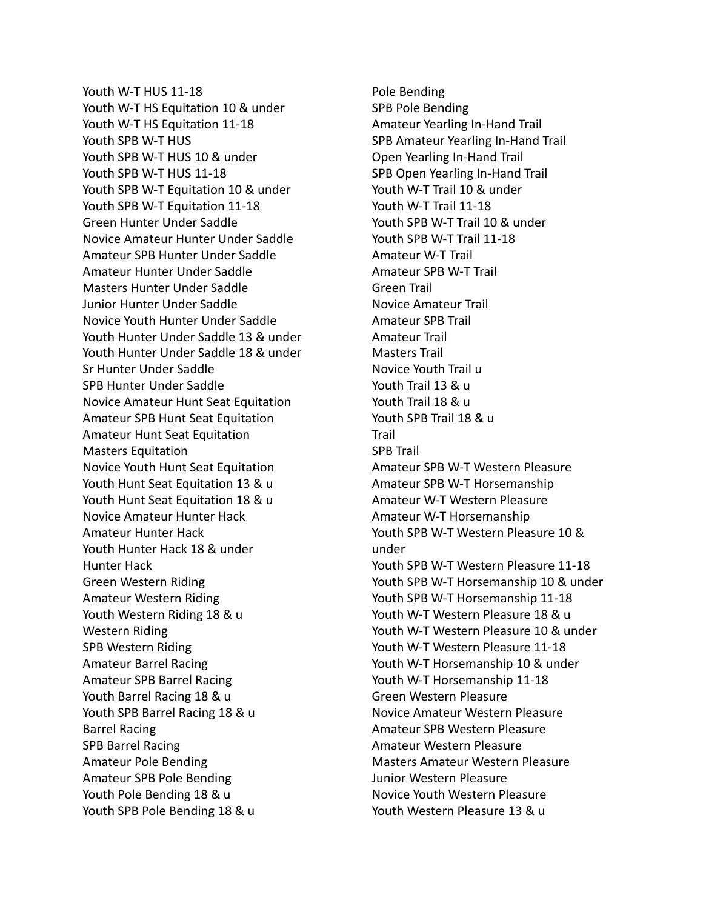Youth W-T HUS 11-18
Youth W-T HS Equitation 10 & under
Youth W-T HS Equitation 11-18
Youth SPB W-T HUS
Youth SPB W-T HUS 10 & under
Youth SPB W-T HUS 11-18
Youth SPB W-T Equitation 10 & under
Youth SPB W-T Equitation 11-18
Green Hunter Under Saddle
Novice Amateur Hunter Under Saddle
Amateur SPB Hunter Under Saddle
Amateur Hunter Under Saddle
Masters Hunter Under Saddle
Junior Hunter Under Saddle
Novice Youth Hunter Under Saddle
Youth Hunter Under Saddle 13 & under
Youth Hunter Under Saddle 18 & under
Sr Hunter Under Saddle
SPB Hunter Under Saddle
Novice Amateur Hunt Seat Equitation
Amateur SPB Hunt Seat Equitation
Amateur Hunt Seat Equitation
Masters Equitation
Novice Youth Hunt Seat Equitation
Youth Hunt Seat Equitation 13 & u
Youth Hunt Seat Equitation 18 & u
Novice Amateur Hunter Hack
Amateur Hunter Hack
Youth Hunter Hack 18 & under
Hunter Hack
Green Western Riding
Amateur Western Riding
Youth Western Riding 18 & u
Western Riding
SPB Western Riding
Amateur Barrel Racing
Amateur SPB Barrel Racing
Youth Barrel Racing 18 & u
Youth SPB Barrel Racing 18 & u
Barrel Racing
SPB Barrel Racing
Amateur Pole Bending
Amateur SPB Pole Bending
Youth Pole Bending 18 & u
Youth SPB Pole Bending 18 & u
Pole Bending
SPB Pole Bending
Amateur Yearling In-Hand Trail
SPB Amateur Yearling In-Hand Trail
Open Yearling In-Hand Trail
SPB Open Yearling In-Hand Trail
Youth W-T Trail 10 & under
Youth W-T Trail 11-18
Youth SPB W-T Trail 10 & under
Youth SPB W-T Trail 11-18
Amateur W-T Trail
Amateur SPB W-T Trail
Green Trail
Novice Amateur Trail
Amateur SPB Trail
Amateur Trail
Masters Trail
Novice Youth Trail u
Youth Trail 13 & u
Youth Trail 18 & u
Youth SPB Trail 18 & u
Trail
SPB Trail
Amateur SPB W-T Western Pleasure
Amateur SPB W-T Horsemanship
Amateur W-T Western Pleasure
Amateur W-T Horsemanship
Youth SPB W-T Western Pleasure 10 & under
Youth SPB W-T Western Pleasure 11-18
Youth SPB W-T Horsemanship 10 & under
Youth SPB W-T Horsemanship 11-18
Youth W-T Western Pleasure 18 & u
Youth W-T Western Pleasure 10 & under
Youth W-T Western Pleasure 11-18
Youth W-T Horsemanship 10 & under
Youth W-T Horsemanship 11-18
Green Western Pleasure
Novice Amateur Western Pleasure
Amateur SPB Western Pleasure
Amateur Western Pleasure
Masters Amateur Western Pleasure
Junior Western Pleasure
Novice Youth Western Pleasure
Youth Western Pleasure 13 & u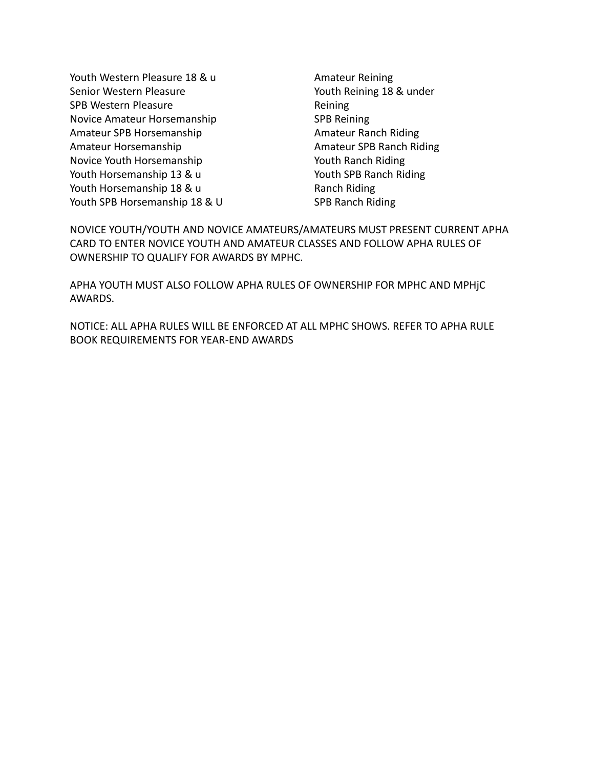Youth Western Pleasure 18 & u
Senior Western Pleasure
SPB Western Pleasure
Novice Amateur Horsemanship
Amateur SPB Horsemanship
Amateur Horsemanship
Novice Youth Horsemanship
Youth Horsemanship 13 & u
Youth Horsemanship 18 & u
Youth SPB Horsemanship 18 & U

Amateur Reining
Youth Reining 18 & under
Reining
SPB Reining
Amateur Ranch Riding
Amateur SPB Ranch Riding
Youth Ranch Riding
Youth SPB Ranch Riding
Ranch Riding
SPB Ranch Riding

NOVICE YOUTH/YOUTH AND NOVICE AMATEURS/AMATEURS MUST PRESENT CURRENT APHA CARD TO ENTER NOVICE YOUTH AND AMATEUR CLASSES AND FOLLOW APHA RULES OF OWNERSHIP TO QUALIFY FOR AWARDS BY MPHC.

APHA YOUTH MUST ALSO FOLLOW APHA RULES OF OWNERSHIP FOR MPHC AND MPHjC AWARDS.

NOTICE: ALL APHA RULES WILL BE ENFORCED AT ALL MPHC SHOWS. REFER TO APHA RULE BOOK REQUIREMENTS FOR YEAR-END AWARDS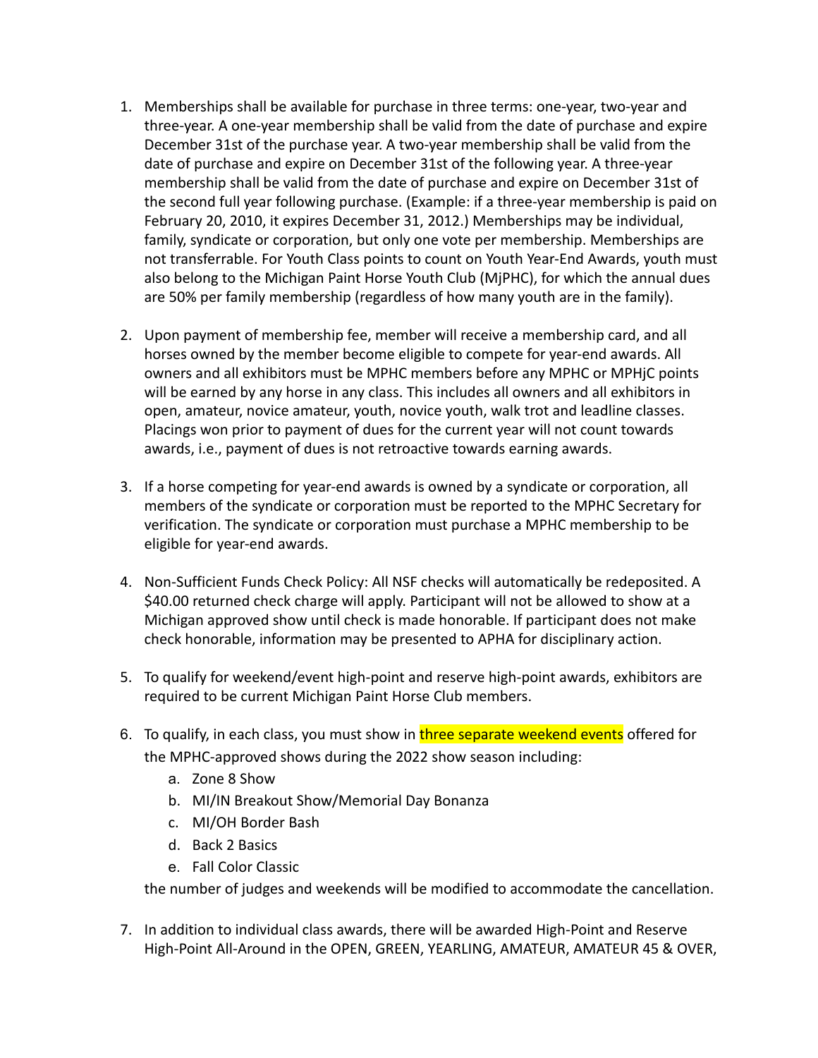1. Memberships shall be available for purchase in three terms: one-year, two-year and three-year. A one-year membership shall be valid from the date of purchase and expire December 31st of the purchase year. A two-year membership shall be valid from the date of purchase and expire on December 31st of the following year. A three-year membership shall be valid from the date of purchase and expire on December 31st of the second full year following purchase. (Example: if a three-year membership is paid on February 20, 2010, it expires December 31, 2012.) Memberships may be individual, family, syndicate or corporation, but only one vote per membership. Memberships are not transferrable. For Youth Class points to count on Youth Year-End Awards, youth must also belong to the Michigan Paint Horse Youth Club (MjPHC), for which the annual dues are 50% per family membership (regardless of how many youth are in the family).

2. Upon payment of membership fee, member will receive a membership card, and all horses owned by the member become eligible to compete for year-end awards. All owners and all exhibitors must be MPHC members before any MPHC or MPHjC points will be earned by any horse in any class. This includes all owners and all exhibitors in open, amateur, novice amateur, youth, novice youth, walk trot and leadline classes. Placings won prior to payment of dues for the current year will not count towards awards, i.e., payment of dues is not retroactive towards earning awards.

3. If a horse competing for year-end awards is owned by a syndicate or corporation, all members of the syndicate or corporation must be reported to the MPHC Secretary for verification. The syndicate or corporation must purchase a MPHC membership to be eligible for year-end awards.

4. Non-Sufficient Funds Check Policy: All NSF checks will automatically be redeposited. A $40.00 returned check charge will apply. Participant will not be allowed to show at a Michigan approved show until check is made honorable. If participant does not make check honorable, information may be presented to APHA for disciplinary action.

5. To qualify for weekend/event high-point and reserve high-point awards, exhibitors are required to be current Michigan Paint Horse Club members.

6. To qualify, in each class, you must show in three separate weekend events offered for the MPHC-approved shows during the 2022 show season including:
   a. Zone 8 Show
   b. MI/IN Breakout Show/Memorial Day Bonanza
   c. MI/OH Border Bash
   d. Back 2 Basics
   e. Fall Color Classic

   the number of judges and weekends will be modified to accommodate the cancellation.

7. In addition to individual class awards, there will be awarded High-Point and Reserve High-Point All-Around in the OPEN, GREEN, YEARLING, AMATEUR, AMATEUR 45 & OVER,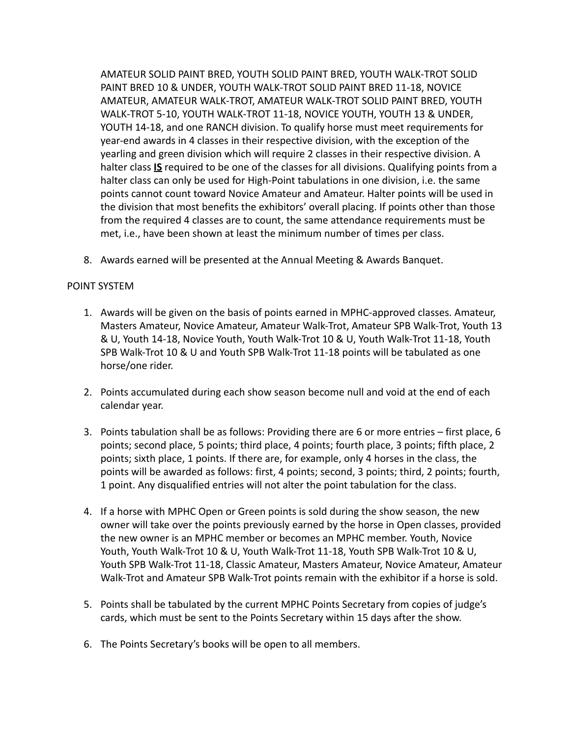AMATEUR SOLID PAINT BRED, YOUTH SOLID PAINT BRED, YOUTH WALK-TROT SOLID PAINT BRED 10 & UNDER, YOUTH WALK-TROT SOLID PAINT BRED 11-18, NOVICE AMATEUR, AMATEUR WALK-TROT, AMATEUR WALK-TROT SOLID PAINT BRED, YOUTH WALK-TROT 5-10, YOUTH WALK-TROT 11-18, NOVICE YOUTH, YOUTH 13 & UNDER, YOUTH 14-18, and one RANCH division. To qualify horse must meet requirements for year-end awards in 4 classes in their respective division, with the exception of the yearling and green division which will require 2 classes in their respective division. A halter class <u>**IS**</u> required to be one of the classes for all divisions. Qualifying points from a halter class can only be used for High-Point tabulations in one division, i.e. the same points cannot count toward Novice Amateur and Amateur. Halter points will be used in the division that most benefits the exhibitors' overall placing. If points other than those from the required 4 classes are to count, the same attendance requirements must be met, i.e., have been shown at least the minimum number of times per class.

8. Awards earned will be presented at the Annual Meeting & Awards Banquet.

POINT SYSTEM

1. Awards will be given on the basis of points earned in MPHC-approved classes. Amateur, Masters Amateur, Novice Amateur, Amateur Walk-Trot, Amateur SPB Walk-Trot, Youth 13 & U, Youth 14-18, Novice Youth, Youth Walk-Trot 10 & U, Youth Walk-Trot 11-18, Youth SPB Walk-Trot 10 & U and Youth SPB Walk-Trot 11-18 points will be tabulated as one horse/one rider.

2. Points accumulated during each show season become null and void at the end of each calendar year.

3. Points tabulation shall be as follows: Providing there are 6 or more entries – first place, 6 points; second place, 5 points; third place, 4 points; fourth place, 3 points; fifth place, 2 points; sixth place, 1 points. If there are, for example, only 4 horses in the class, the points will be awarded as follows: first, 4 points; second, 3 points; third, 2 points; fourth, 1 point. Any disqualified entries will not alter the point tabulation for the class.

4. If a horse with MPHC Open or Green points is sold during the show season, the new owner will take over the points previously earned by the horse in Open classes, provided the new owner is an MPHC member or becomes an MPHC member. Youth, Novice Youth, Youth Walk-Trot 10 & U, Youth Walk-Trot 11-18, Youth SPB Walk-Trot 10 & U, Youth SPB Walk-Trot 11-18, Classic Amateur, Masters Amateur, Novice Amateur, Amateur Walk-Trot and Amateur SPB Walk-Trot points remain with the exhibitor if a horse is sold.

5. Points shall be tabulated by the current MPHC Points Secretary from copies of judge's cards, which must be sent to the Points Secretary within 15 days after the show.

6. The Points Secretary's books will be open to all members.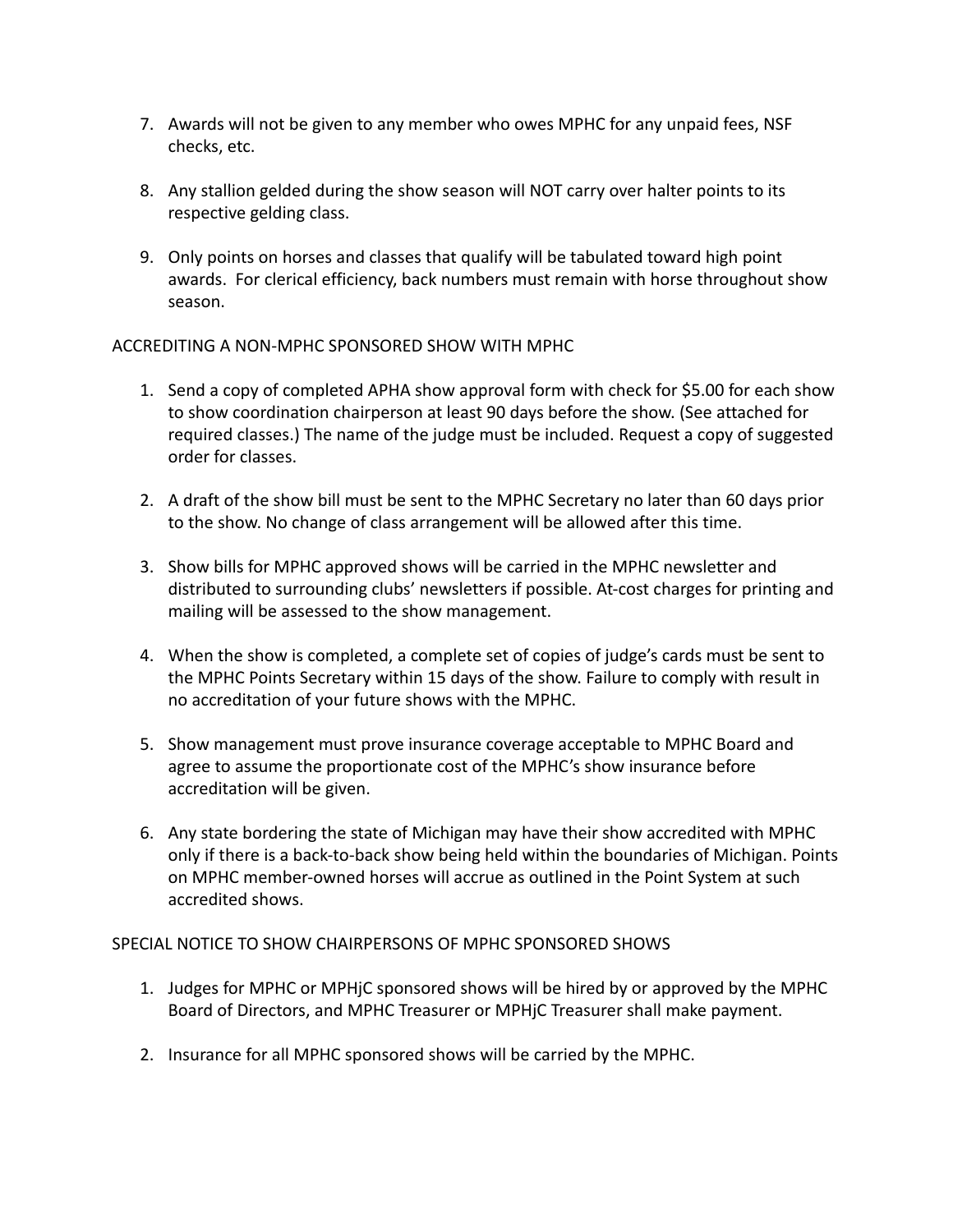7. Awards will not be given to any member who owes MPHC for any unpaid fees, NSF checks, etc.

8. Any stallion gelded during the show season will NOT carry over halter points to its respective gelding class.

9. Only points on horses and classes that qualify will be tabulated toward high point awards. For clerical efficiency, back numbers must remain with horse throughout show season.

ACCREDITING A NON-MPHC SPONSORED SHOW WITH MPHC

1. Send a copy of completed APHA show approval form with check for $5.00 for each show to show coordination chairperson at least 90 days before the show. (See attached for required classes.) The name of the judge must be included. Request a copy of suggested order for classes.

2. A draft of the show bill must be sent to the MPHC Secretary no later than 60 days prior to the show. No change of class arrangement will be allowed after this time.

3. Show bills for MPHC approved shows will be carried in the MPHC newsletter and distributed to surrounding clubs' newsletters if possible. At-cost charges for printing and mailing will be assessed to the show management.

4. When the show is completed, a complete set of copies of judge's cards must be sent to the MPHC Points Secretary within 15 days of the show. Failure to comply with result in no accreditation of your future shows with the MPHC.

5. Show management must prove insurance coverage acceptable to MPHC Board and agree to assume the proportionate cost of the MPHC's show insurance before accreditation will be given.

6. Any state bordering the state of Michigan may have their show accredited with MPHC only if there is a back-to-back show being held within the boundaries of Michigan. Points on MPHC member-owned horses will accrue as outlined in the Point System at such accredited shows.

SPECIAL NOTICE TO SHOW CHAIRPERSONS OF MPHC SPONSORED SHOWS

1. Judges for MPHC or MPHjC sponsored shows will be hired by or approved by the MPHC Board of Directors, and MPHC Treasurer or MPHjC Treasurer shall make payment.

2. Insurance for all MPHC sponsored shows will be carried by the MPHC.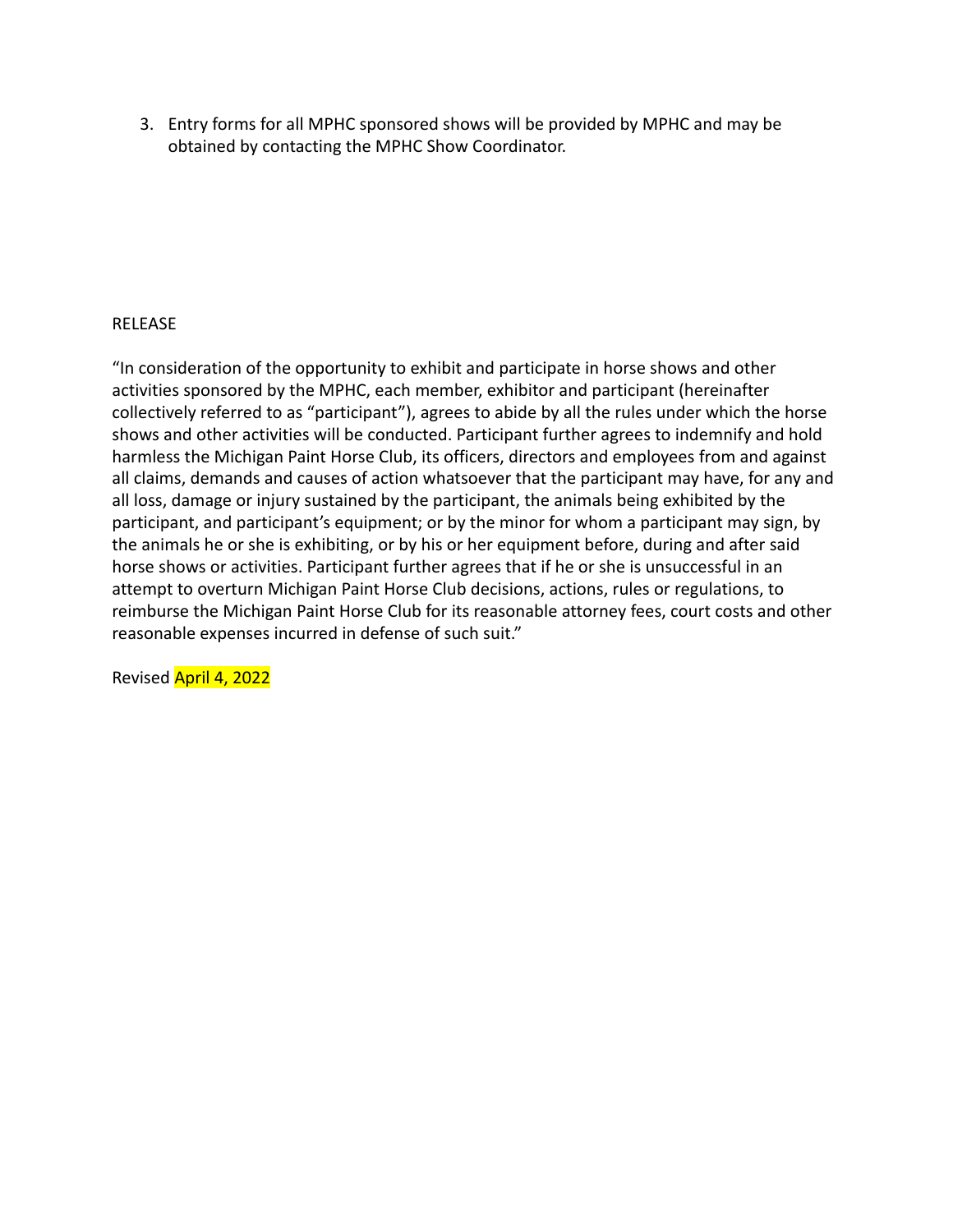3. Entry forms for all MPHC sponsored shows will be provided by MPHC and may be obtained by contacting the MPHC Show Coordinator.

RELEASE

"In consideration of the opportunity to exhibit and participate in horse shows and other activities sponsored by the MPHC, each member, exhibitor and participant (hereinafter collectively referred to as "participant"), agrees to abide by all the rules under which the horse shows and other activities will be conducted. Participant further agrees to indemnify and hold harmless the Michigan Paint Horse Club, its officers, directors and employees from and against all claims, demands and causes of action whatsoever that the participant may have, for any and all loss, damage or injury sustained by the participant, the animals being exhibited by the participant, and participant's equipment; or by the minor for whom a participant may sign, by the animals he or she is exhibiting, or by his or her equipment before, during and after said horse shows or activities. Participant further agrees that if he or she is unsuccessful in an attempt to overturn Michigan Paint Horse Club decisions, actions, rules or regulations, to reimburse the Michigan Paint Horse Club for its reasonable attorney fees, court costs and other reasonable expenses incurred in defense of such suit."

Revised April 4, 2022